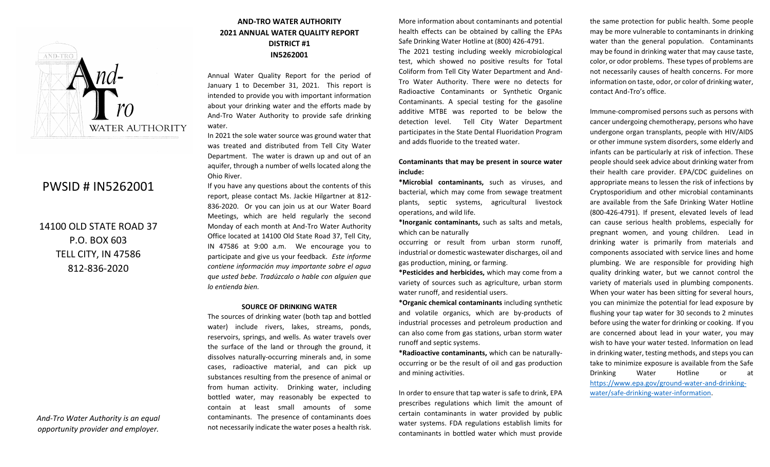PWSID # IN5262001

14100 OLD STATE ROAD 37
P.O. BOX 603
TELL CITY, IN 47586
812-836-2020

*And-Tro Water Authority is an equal opportunity provider and employer.*

# AND-TRO WATER AUTHORITY
# 2021 ANNUAL WATER QUALITY REPORT
# DISTRICT #1
# IN5262001

Annual Water Quality Report for the period of January 1 to December 31, 2021. This report is intended to provide you with important information about your drinking water and the efforts made by And-Tro Water Authority to provide safe drinking water.

In 2021 the sole water source was ground water that was treated and distributed from Tell City Water Department. The water is drawn up and out of an aquifer, through a number of wells located along the Ohio River.

If you have any questions about the contents of this report, please contact Ms. Jackie Hilgartner at 812-836-2020. Or you can join us at our Water Board Meetings, which are held regularly the second Monday of each month at And-Tro Water Authority Office located at 14100 Old State Road 37, Tell City, IN 47586 at 9:00 a.m. We encourage you to participate and give us your feedback. *Este informe contiene información muy importante sobre el agua que usted bebe. Tradúzcalo o hable con alguien que lo entienda bien.*

## SOURCE OF DRINKING WATER

The sources of drinking water (both tap and bottled water) include rivers, lakes, streams, ponds, reservoirs, springs, and wells. As water travels over the surface of the land or through the ground, it dissolves naturally-occurring minerals and, in some cases, radioactive material, and can pick up substances resulting from the presence of animal or from human activity. Drinking water, including bottled water, may reasonably be expected to contain at least small amounts of some contaminants. The presence of contaminants does not necessarily indicate the water poses a health risk. More information about contaminants and potential health effects can be obtained by calling the EPAs Safe Drinking Water Hotline at (800) 426-4791.

The 2021 testing including weekly microbiological test, which showed no positive results for Total Coliform from Tell City Water Department and And-Tro Water Authority. There were no detects for Radioactive Contaminants or Synthetic Organic Contaminants. A special testing for the gasoline additive MTBE was reported to be below the detection level. Tell City Water Department participates in the State Dental Fluoridation Program and adds fluoride to the treated water.

**Contaminants that may be present in source water include:**

***Microbial contaminants,** such as viruses, and bacterial, which may come from sewage treatment plants, septic systems, agricultural livestock operations, and wild life.

***Inorganic contaminants,** such as salts and metals, which can be naturally occurring or result from urban storm runoff, industrial or domestic wastewater discharges, oil and gas production, mining, or farming.

***Pesticides and herbicides,** which may come from a variety of sources such as agriculture, urban storm water runoff, and residential users.

***Organic chemical contaminants** including synthetic and volatile organics, which are by-products of industrial processes and petroleum production and can also come from gas stations, urban storm water runoff and septic systems.

***Radioactive contaminants,** which can be naturally-occurring or be the result of oil and gas production and mining activities.

In order to ensure that tap water is safe to drink, EPA prescribes regulations which limit the amount of certain contaminants in water provided by public water systems. FDA regulations establish limits for contaminants in bottled water which must provide the same protection for public health. Some people may be more vulnerable to contaminants in drinking water than the general population. Contaminants may be found in drinking water that may cause taste, color, or odor problems. These types of problems are not necessarily causes of health concerns. For more information on taste, odor, or color of drinking water, contact And-Tro's office.

Immune-compromised persons such as persons with cancer undergoing chemotherapy, persons who have undergone organ transplants, people with HIV/AIDS or other immune system disorders, some elderly and infants can be particularly at risk of infection. These people should seek advice about drinking water from their health care provider. EPA/CDC guidelines on appropriate means to lessen the risk of infections by Cryptosporidium and other microbial contaminants are available from the Safe Drinking Water Hotline (800-426-4791). If present, elevated levels of lead can cause serious health problems, especially for pregnant women, and young children. Lead in drinking water is primarily from materials and components associated with service lines and home plumbing. We are responsible for providing high quality drinking water, but we cannot control the variety of materials used in plumbing components. When your water has been sitting for several hours, you can minimize the potential for lead exposure by flushing your tap water for 30 seconds to 2 minutes before using the water for drinking or cooking. If you are concerned about lead in your water, you may wish to have your water tested. Information on lead in drinking water, testing methods, and steps you can take to minimize exposure is available from the Safe Drinking Water Hotline or at https://www.epa.gov/ground-water-and-drinking-water/safe-drinking-water-information.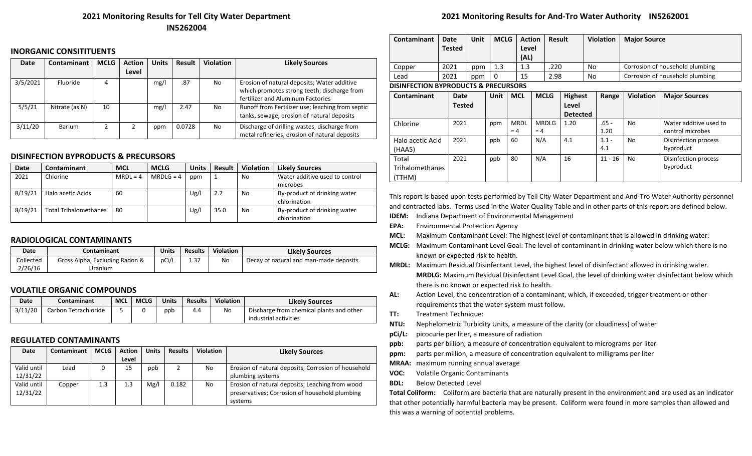## 2021 Monitoring Results for Tell City Water Department IN5262004

### INORGANIC CONSITITUENTS

| Date | Contaminant | MCLG | Action Level | Units | Result | Violation | Likely Sources |
|---|---|---|---|---|---|---|---|
| 3/5/2021 | Fluoride | 4 | | mg/l | .87 | No | Erosion of natural deposits; Water additive which promotes strong teeth; discharge from fertilizer and Aluminum Factories |
| 5/5/21 | Nitrate (as N) | 10 | | mg/l | 2.47 | No | Runoff from Fertilizer use; leaching from septic tanks, sewage, erosion of natural deposits |
| 3/11/20 | Barium | 2 | 2 | ppm | 0.0728 | No | Discharge of drilling wastes, discharge from metal refineries, erosion of natural deposits |

### DISINFECTION BYPRODUCTS & PRECURSORS

| Date | Contaminant | MCL | MCLG | Units | Result | Violation | Likely Sources |
|---|---|---|---|---|---|---|---|
| 2021 | Chlorine | MRDL = 4 | MRDLG = 4 | ppm | 1 | No | Water additive used to control microbes |
| 8/19/21 | Halo acetic Acids | 60 | | Ug/l | 2.7 | No | By-product of drinking water chlorination |
| 8/19/21 | Total Trihalomethanes | 80 | | Ug/l | 35.0 | No | By-product of drinking water chlorination |

### RADIOLOGICAL CONTAMINANTS

| Date | Contaminant | Units | Results | Violation | Likely Sources |
|---|---|---|---|---|---|
| Collected 2/26/16 | Gross Alpha, Excluding Radon & Uranium | pCi/L | 1.37 | No | Decay of natural and man-made deposits |

### VOLATILE ORGANIC COMPOUNDS

| Date | Contaminant | MCL | MCLG | Units | Results | Violation | Likely Sources |
|---|---|---|---|---|---|---|---|
| 3/11/20 | Carbon Tetrachloride | 5 | 0 | ppb | 4.4 | No | Discharge from chemical plants and other industrial activities |

### REGULATED CONTAMINANTS

| Date | Contaminant | MCLG | Action Level | Units | Results | Violation | Likely Sources |
|---|---|---|---|---|---|---|---|
| Valid until 12/31/22 | Lead | 0 | 15 | ppb | 2 | No | Erosion of natural deposits; Corrosion of household plumbing systems |
| Valid until 12/31/22 | Copper | 1.3 | 1.3 | Mg/l | 0.182 | No | Erosion of natural deposits; Leaching from wood preservatives; Corrosion of household plumbing systems |

## 2021 Monitoring Results for And-Tro Water Authority IN5262001

| Contaminant | Date Tested | Unit | MCLG | Action Level (AL) | Result | Violation | Major Source |
|---|---|---|---|---|---|---|---|
| Copper | 2021 | ppm | 1.3 | 1.3 | .220 | No | Corrosion of household plumbing |
| Lead | 2021 | ppm | 0 | 15 | 2.98 | No | Corrosion of household plumbing |

### DISINFECTION BYPRODUCTS & PRECURSORS

| Contaminant | Date Tested | Unit | MCL | MCLG | Highest Level Detected | Range | Violation | Major Sources |
|---|---|---|---|---|---|---|---|---|
| Chlorine | 2021 | ppm | MRDL = 4 | MRDLG = 4 | 1.20 | .65 - 1.20 | No | Water additive used to control microbes |
| Halo acetic Acid (HAA5) | 2021 | ppb | 60 | N/A | 4.1 | 3.1 - 4.1 | No | Disinfection process byproduct |
| Total Trihalomethanes (TTHM) | 2021 | ppb | 80 | N/A | 16 | 11 - 16 | No | Disinfection process byproduct |

This report is based upon tests performed by Tell City Water Department and And-Tro Water Authority personnel and contracted labs. Terms used in the Water Quality Table and in other parts of this report are defined below.

**IDEM:** Indiana Department of Environmental Management

**EPA:** Environmental Protection Agency

**MCL:** Maximum Contaminant Level: The highest level of contaminant that is allowed in drinking water.

**MCLG:** Maximum Contaminant Level Goal: The level of contaminant in drinking water below which there is no known or expected risk to health.

**MRDL:** Maximum Residual Disinfectant Level, the highest level of disinfectant allowed in drinking water.

**MRDLG:** Maximum Residual Disinfectant Level Goal, the level of drinking water disinfectant below which there is no known or expected risk to health.

**AL:** Action Level, the concentration of a contaminant, which, if exceeded, trigger treatment or other requirements that the water system must follow.

**TT:** Treatment Technique:

**NTU:** Nephelometric Turbidity Units, a measure of the clarity (or cloudiness) of water

**pCi/L:** picocurie per liter, a measure of radiation

**ppb:** parts per billion, a measure of concentration equivalent to micrograms per liter

**ppm:** parts per million, a measure of concentration equivalent to milligrams per liter

**MRAA:** maximum running annual average

**VOC:** Volatile Organic Contaminants

**BDL:** Below Detected Level

**Total Coliform:** Coliform are bacteria that are naturally present in the environment and are used as an indicator that other potentially harmful bacteria may be present. Coliform were found in more samples than allowed and this was a warning of potential problems.